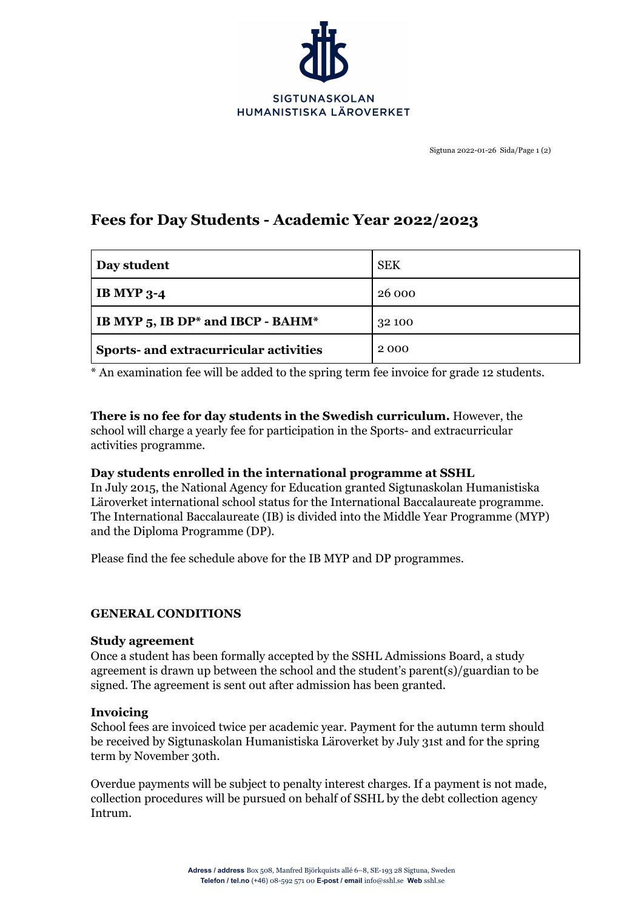SIGTUNASKOLAN HUMANISTISKA LÄROVERKET

Sigtuna 2022-01-26

# Fees for Day Students - Academic Year 2022/2023

| Day student | SEK |
|---|---|
| **IB MYP 3-4** | 26 000 |
| **IB MYP 5, IB DP* and IBCP - BAHM*** | 32 100 |
| **Sports- and extracurricular activities** | 2 000 |

* An examination fee will be added to the spring term fee invoice for grade 12 students.

**There is no fee for day students in the Swedish curriculum.** However, the school will charge a yearly fee for participation in the Sports- and extracurricular activities programme.

### Day students enrolled in the international programme at SSHL

In July 2015, the National Agency for Education granted Sigtunaskolan Humanistiska Läroverket international school status for the International Baccalaureate programme. The International Baccalaureate (IB) is divided into the Middle Year Programme (MYP) and the Diploma Programme (DP).

Please find the fee schedule above for the IB MYP and DP programmes.

## GENERAL CONDITIONS

### Study agreement

Once a student has been formally accepted by the SSHL Admissions Board, a study agreement is drawn up between the school and the student's parent(s)/guardian to be signed. The agreement is sent out after admission has been granted.

### Invoicing

School fees are invoiced twice per academic year. Payment for the autumn term should be received by Sigtunaskolan Humanistiska Läroverket by July 31st and for the spring term by November 30th.

Overdue payments will be subject to penalty interest charges. If a payment is not made, collection procedures will be pursued on behalf of SSHL by the debt collection agency Intrum.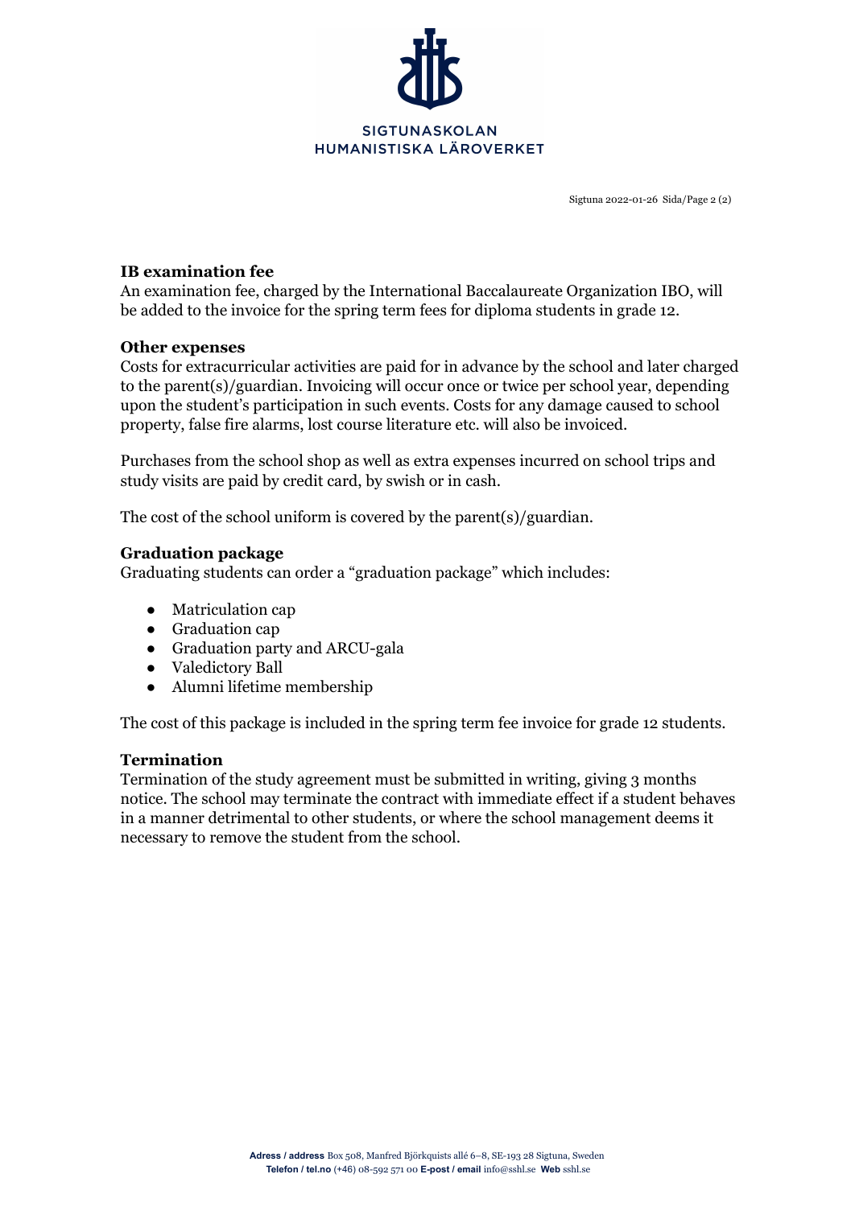### IB examination fee

An examination fee, charged by the International Baccalaureate Organization IBO, will be added to the invoice for the spring term fees for diploma students in grade 12.

### Other expenses

Costs for extracurricular activities are paid for in advance by the school and later charged to the parent(s)/guardian. Invoicing will occur once or twice per school year, depending upon the student's participation in such events. Costs for any damage caused to school property, false fire alarms, lost course literature etc. will also be invoiced.

Purchases from the school shop as well as extra expenses incurred on school trips and study visits are paid by credit card, by swish or in cash.

The cost of the school uniform is covered by the parent(s)/guardian.

### Graduation package

Graduating students can order a "graduation package" which includes:

- Matriculation cap
- Graduation cap
- Graduation party and ARCU-gala
- Valedictory Ball
- Alumni lifetime membership

The cost of this package is included in the spring term fee invoice for grade 12 students.

### Termination

Termination of the study agreement must be submitted in writing, giving 3 months notice. The school may terminate the contract with immediate effect if a student behaves in a manner detrimental to other students, or where the school management deems it necessary to remove the student from the school.